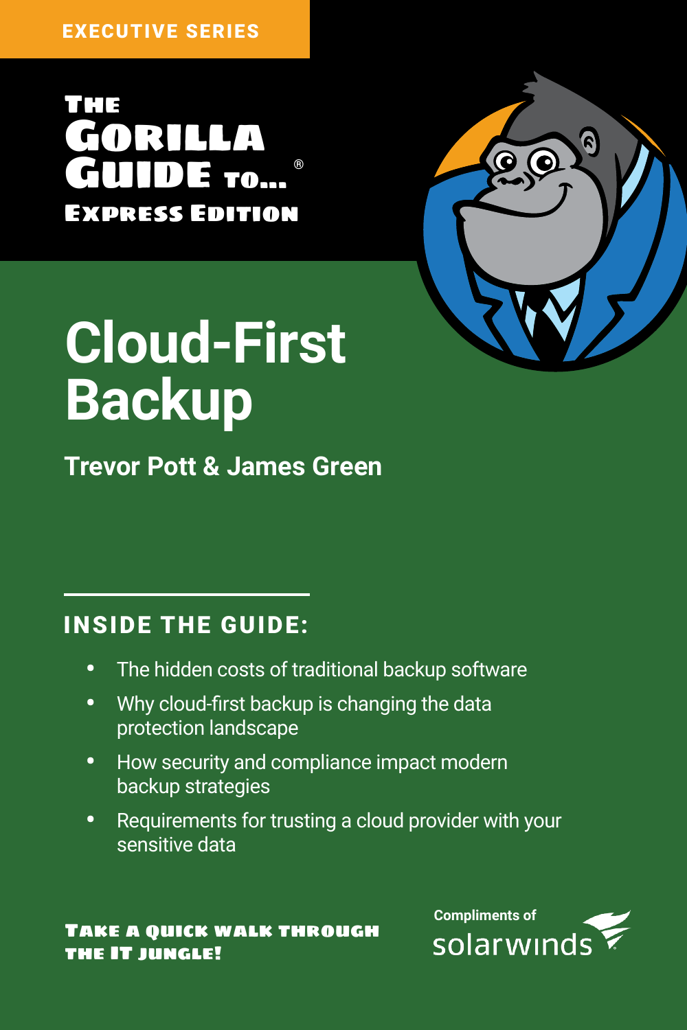EXECUTIVE SERIES

**The Gorilla Guide to...®**

**Express Edition**

# Cloud-First Backup

**Trevor Pott & James Green**

## INSIDE THE GUIDE:

- The hidden costs of traditional backup software
- Why cloud-first backup is changing the data protection landscape
- How security and compliance impact modern backup strategies
- Requirements for trusting a cloud provider with your sensitive data

**Take a quick walk through the IT jungle!**

Compliments of solarwinds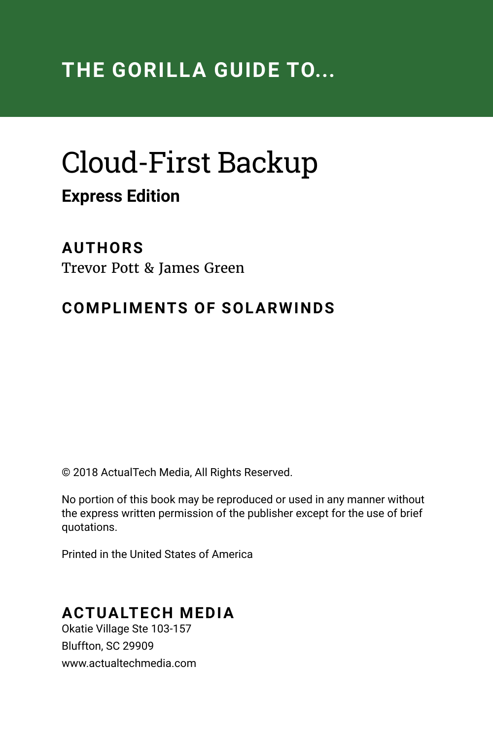## THE GORILLA GUIDE TO...

# Cloud-First Backup

**Express Edition**

**AUTHORS**

Trevor Pott & James Green

**COMPLIMENTS OF SOLARWINDS**

© 2018 ActualTech Media, All Rights Reserved.

No portion of this book may be reproduced or used in any manner without the express written permission of the publisher except for the use of brief quotations.

Printed in the United States of America

**ACTUALTECH MEDIA**

Okatie Village Ste 103-157
Bluffton, SC 29909
www.actualtechmedia.com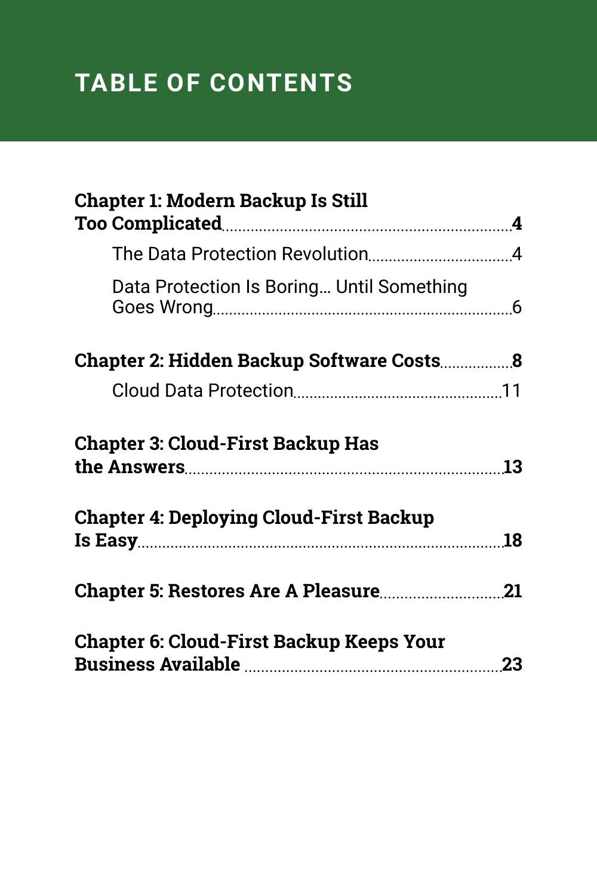# TABLE OF CONTENTS

**Chapter 1: Modern Backup Is Still Too Complicated** .......... **4**

- The Data Protection Revolution .......... 4
- Data Protection Is Boring… Until Something Goes Wrong .......... 6

**Chapter 2: Hidden Backup Software Costs** .......... **8**

- Cloud Data Protection .......... 11

**Chapter 3: Cloud-First Backup Has the Answers** .......... **13**

**Chapter 4: Deploying Cloud-First Backup Is Easy** .......... **18**

**Chapter 5: Restores Are A Pleasure** .......... **21**

**Chapter 6: Cloud-First Backup Keeps Your Business Available** .......... **23**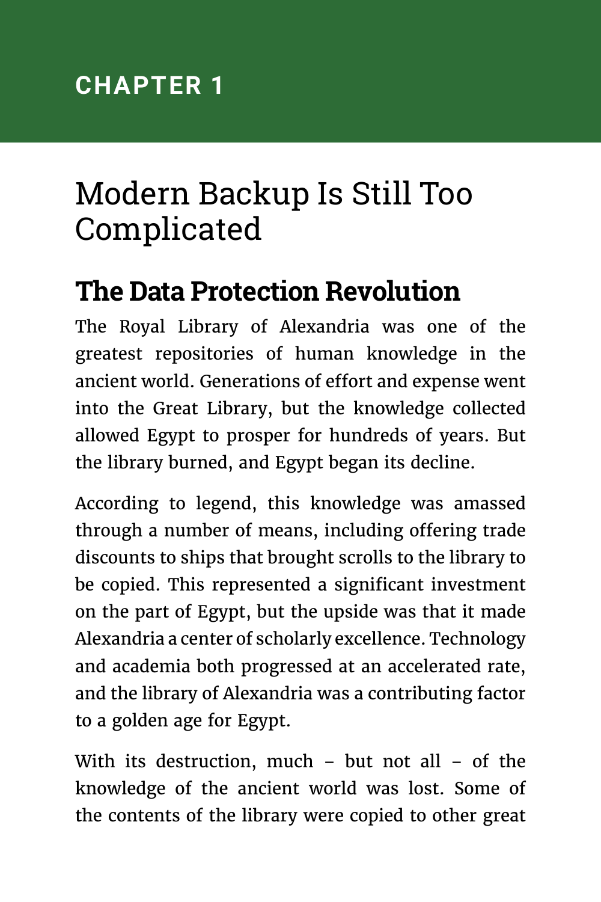## CHAPTER 1

# Modern Backup Is Still Too Complicated

## The Data Protection Revolution

The Royal Library of Alexandria was one of the greatest repositories of human knowledge in the ancient world. Generations of effort and expense went into the Great Library, but the knowledge collected allowed Egypt to prosper for hundreds of years. But the library burned, and Egypt began its decline.

According to legend, this knowledge was amassed through a number of means, including offering trade discounts to ships that brought scrolls to the library to be copied. This represented a significant investment on the part of Egypt, but the upside was that it made Alexandria a center of scholarly excellence. Technology and academia both progressed at an accelerated rate, and the library of Alexandria was a contributing factor to a golden age for Egypt.

With its destruction, much – but not all – of the knowledge of the ancient world was lost. Some of the contents of the library were copied to other great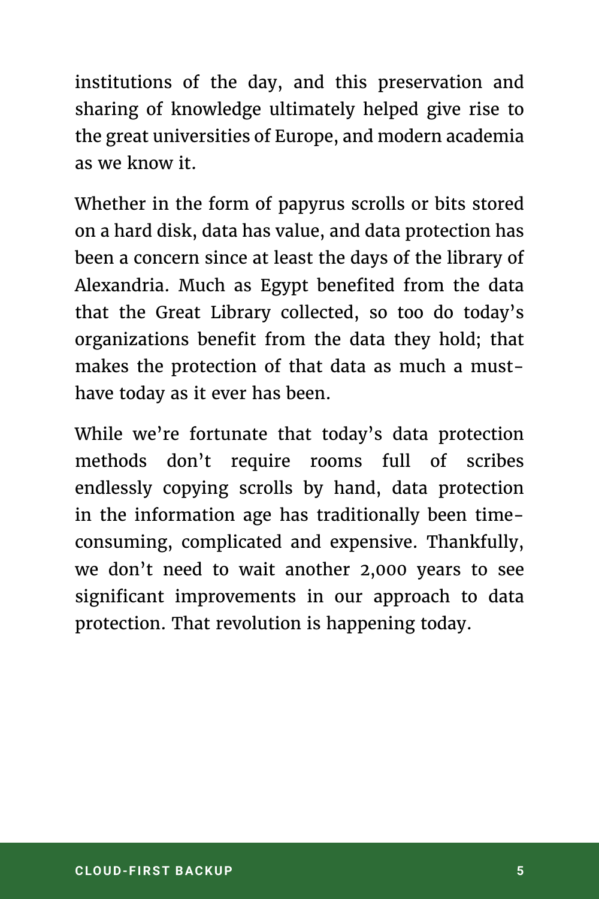institutions of the day, and this preservation and sharing of knowledge ultimately helped give rise to the great universities of Europe, and modern academia as we know it.

Whether in the form of papyrus scrolls or bits stored on a hard disk, data has value, and data protection has been a concern since at least the days of the library of Alexandria. Much as Egypt benefited from the data that the Great Library collected, so too do today's organizations benefit from the data they hold; that makes the protection of that data as much a must-have today as it ever has been.

While we're fortunate that today's data protection methods don't require rooms full of scribes endlessly copying scrolls by hand, data protection in the information age has traditionally been time-consuming, complicated and expensive. Thankfully, we don't need to wait another 2,000 years to see significant improvements in our approach to data protection. That revolution is happening today.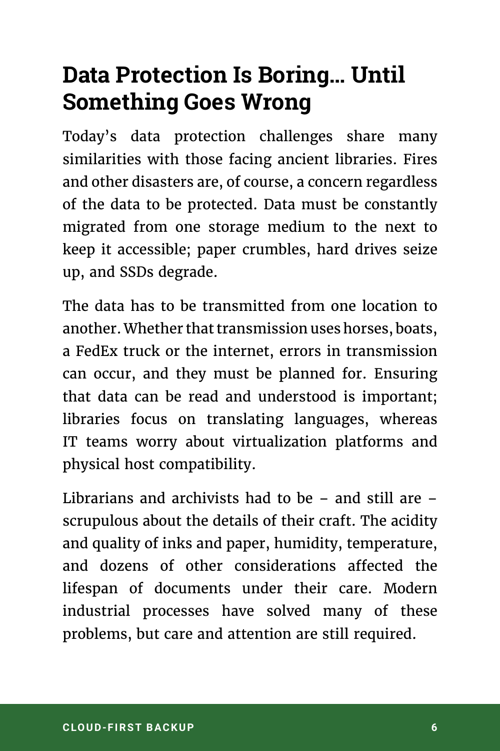## Data Protection Is Boring… Until Something Goes Wrong

Today's data protection challenges share many similarities with those facing ancient libraries. Fires and other disasters are, of course, a concern regardless of the data to be protected. Data must be constantly migrated from one storage medium to the next to keep it accessible; paper crumbles, hard drives seize up, and SSDs degrade.

The data has to be transmitted from one location to another. Whether that transmission uses horses, boats, a FedEx truck or the internet, errors in transmission can occur, and they must be planned for. Ensuring that data can be read and understood is important; libraries focus on translating languages, whereas IT teams worry about virtualization platforms and physical host compatibility.

Librarians and archivists had to be – and still are – scrupulous about the details of their craft. The acidity and quality of inks and paper, humidity, temperature, and dozens of other considerations affected the lifespan of documents under their care. Modern industrial processes have solved many of these problems, but care and attention are still required.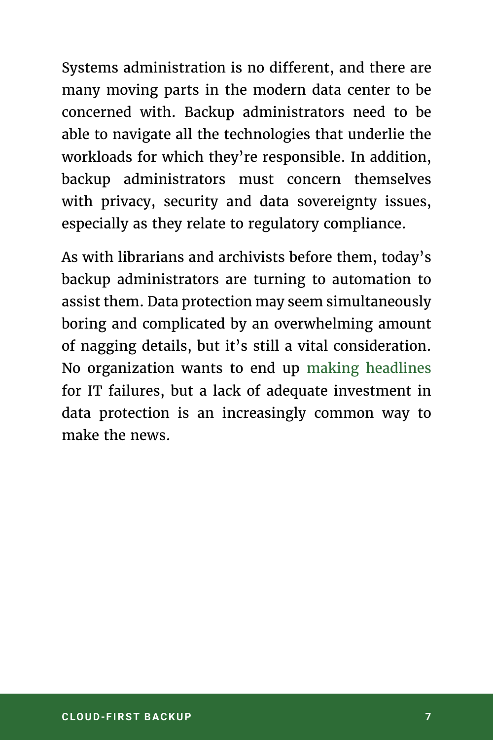Systems administration is no different, and there are many moving parts in the modern data center to be concerned with. Backup administrators need to be able to navigate all the technologies that underlie the workloads for which they're responsible. In addition, backup administrators must concern themselves with privacy, security and data sovereignty issues, especially as they relate to regulatory compliance.

As with librarians and archivists before them, today's backup administrators are turning to automation to assist them. Data protection may seem simultaneously boring and complicated by an overwhelming amount of nagging details, but it's still a vital consideration. No organization wants to end up making headlines for IT failures, but a lack of adequate investment in data protection is an increasingly common way to make the news.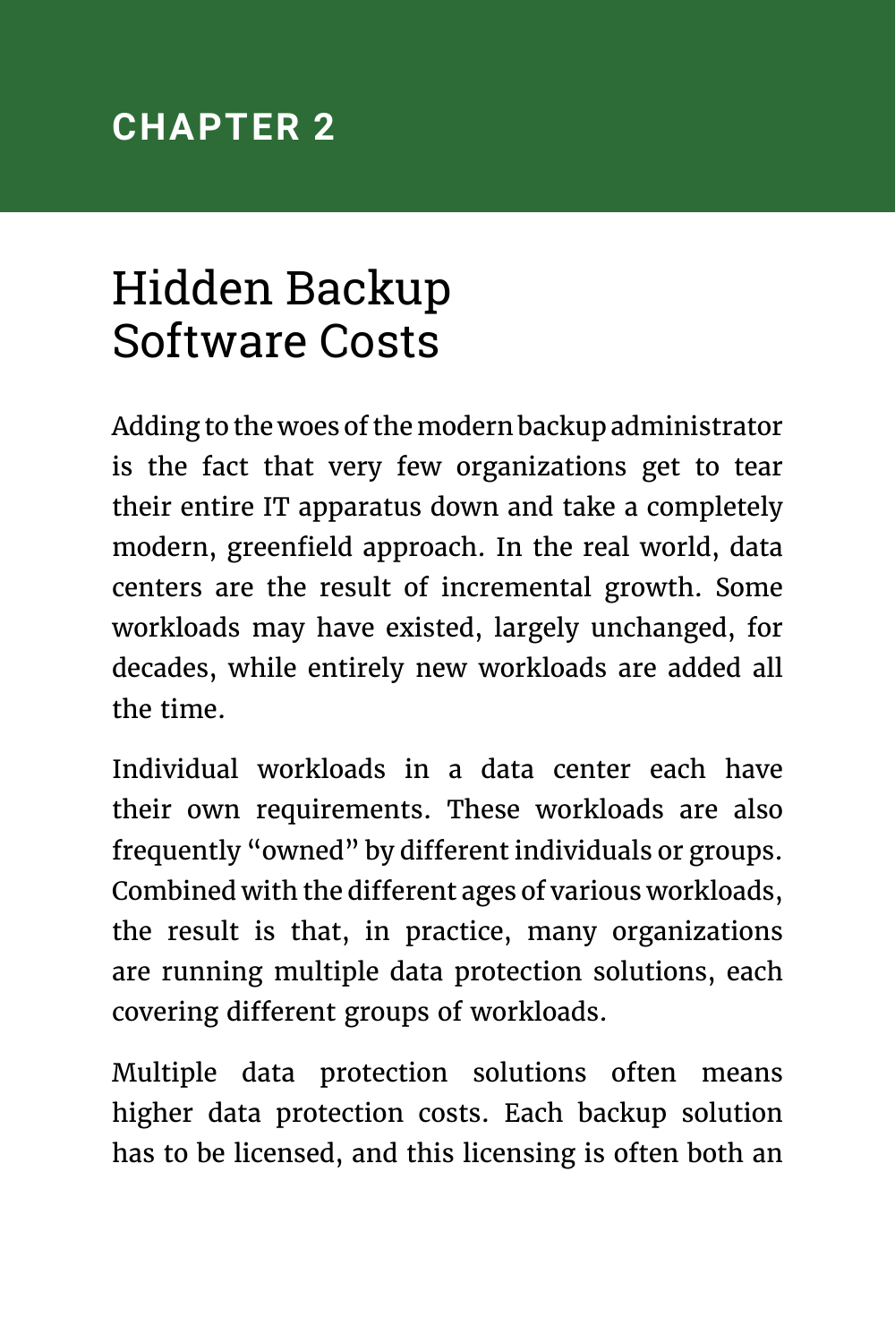## CHAPTER 2

# Hidden Backup Software Costs

Adding to the woes of the modern backup administrator is the fact that very few organizations get to tear their entire IT apparatus down and take a completely modern, greenfield approach. In the real world, data centers are the result of incremental growth. Some workloads may have existed, largely unchanged, for decades, while entirely new workloads are added all the time.

Individual workloads in a data center each have their own requirements. These workloads are also frequently "owned" by different individuals or groups. Combined with the different ages of various workloads, the result is that, in practice, many organizations are running multiple data protection solutions, each covering different groups of workloads.

Multiple data protection solutions often means higher data protection costs. Each backup solution has to be licensed, and this licensing is often both an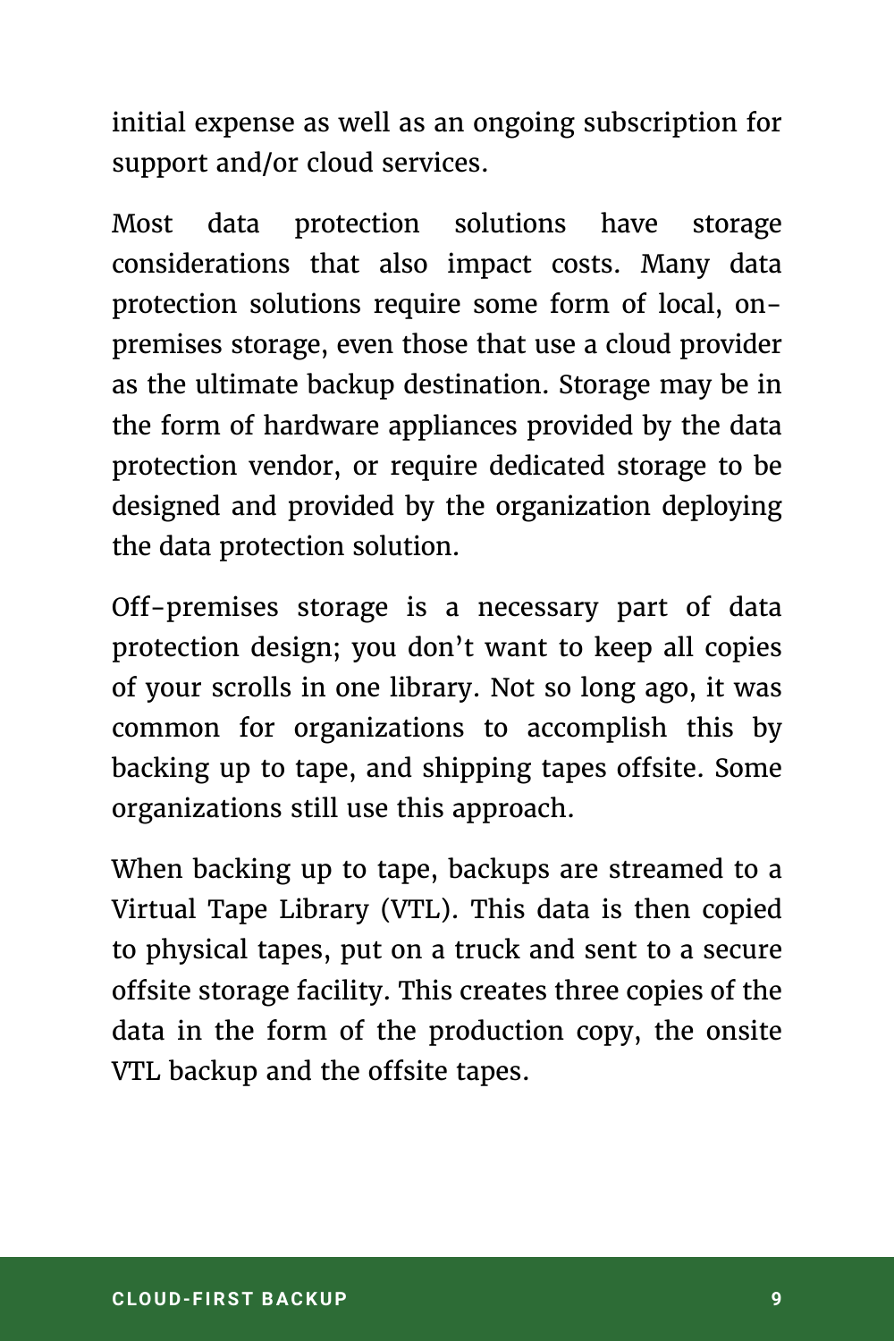initial expense as well as an ongoing subscription for support and/or cloud services.

Most data protection solutions have storage considerations that also impact costs. Many data protection solutions require some form of local, on-premises storage, even those that use a cloud provider as the ultimate backup destination. Storage may be in the form of hardware appliances provided by the data protection vendor, or require dedicated storage to be designed and provided by the organization deploying the data protection solution.

Off-premises storage is a necessary part of data protection design; you don't want to keep all copies of your scrolls in one library. Not so long ago, it was common for organizations to accomplish this by backing up to tape, and shipping tapes offsite. Some organizations still use this approach.

When backing up to tape, backups are streamed to a Virtual Tape Library (VTL). This data is then copied to physical tapes, put on a truck and sent to a secure offsite storage facility. This creates three copies of the data in the form of the production copy, the onsite VTL backup and the offsite tapes.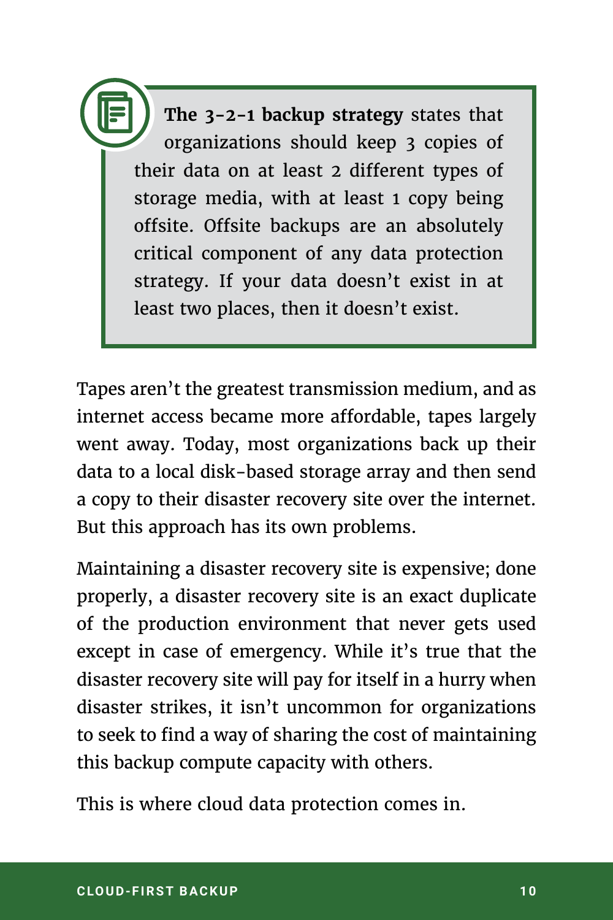> **The 3-2-1 backup strategy** states that organizations should keep 3 copies of their data on at least 2 different types of storage media, with at least 1 copy being offsite. Offsite backups are an absolutely critical component of any data protection strategy. If your data doesn't exist in at least two places, then it doesn't exist.

Tapes aren't the greatest transmission medium, and as internet access became more affordable, tapes largely went away. Today, most organizations back up their data to a local disk-based storage array and then send a copy to their disaster recovery site over the internet. But this approach has its own problems.

Maintaining a disaster recovery site is expensive; done properly, a disaster recovery site is an exact duplicate of the production environment that never gets used except in case of emergency. While it's true that the disaster recovery site will pay for itself in a hurry when disaster strikes, it isn't uncommon for organizations to seek to find a way of sharing the cost of maintaining this backup compute capacity with others.

This is where cloud data protection comes in.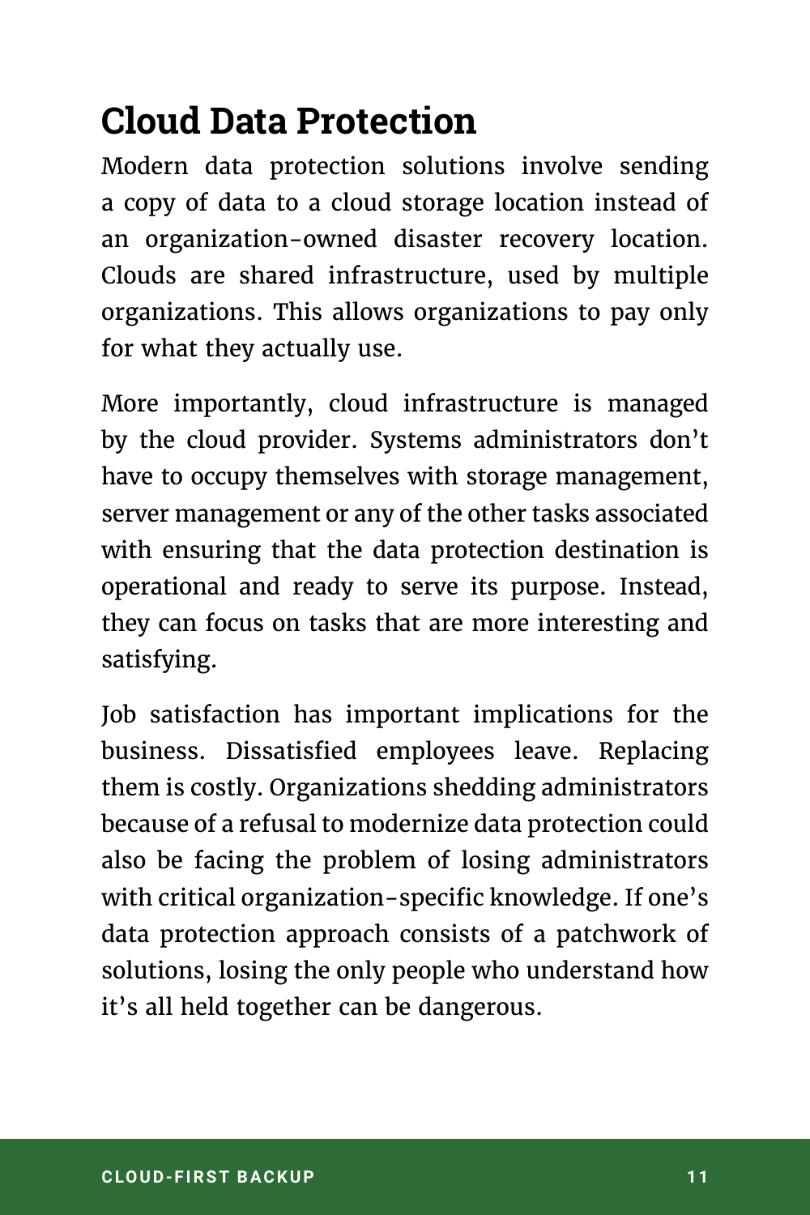## Cloud Data Protection

Modern data protection solutions involve sending a copy of data to a cloud storage location instead of an organization-owned disaster recovery location. Clouds are shared infrastructure, used by multiple organizations. This allows organizations to pay only for what they actually use.

More importantly, cloud infrastructure is managed by the cloud provider. Systems administrators don't have to occupy themselves with storage management, server management or any of the other tasks associated with ensuring that the data protection destination is operational and ready to serve its purpose. Instead, they can focus on tasks that are more interesting and satisfying.

Job satisfaction has important implications for the business. Dissatisfied employees leave. Replacing them is costly. Organizations shedding administrators because of a refusal to modernize data protection could also be facing the problem of losing administrators with critical organization-specific knowledge. If one's data protection approach consists of a patchwork of solutions, losing the only people who understand how it's all held together can be dangerous.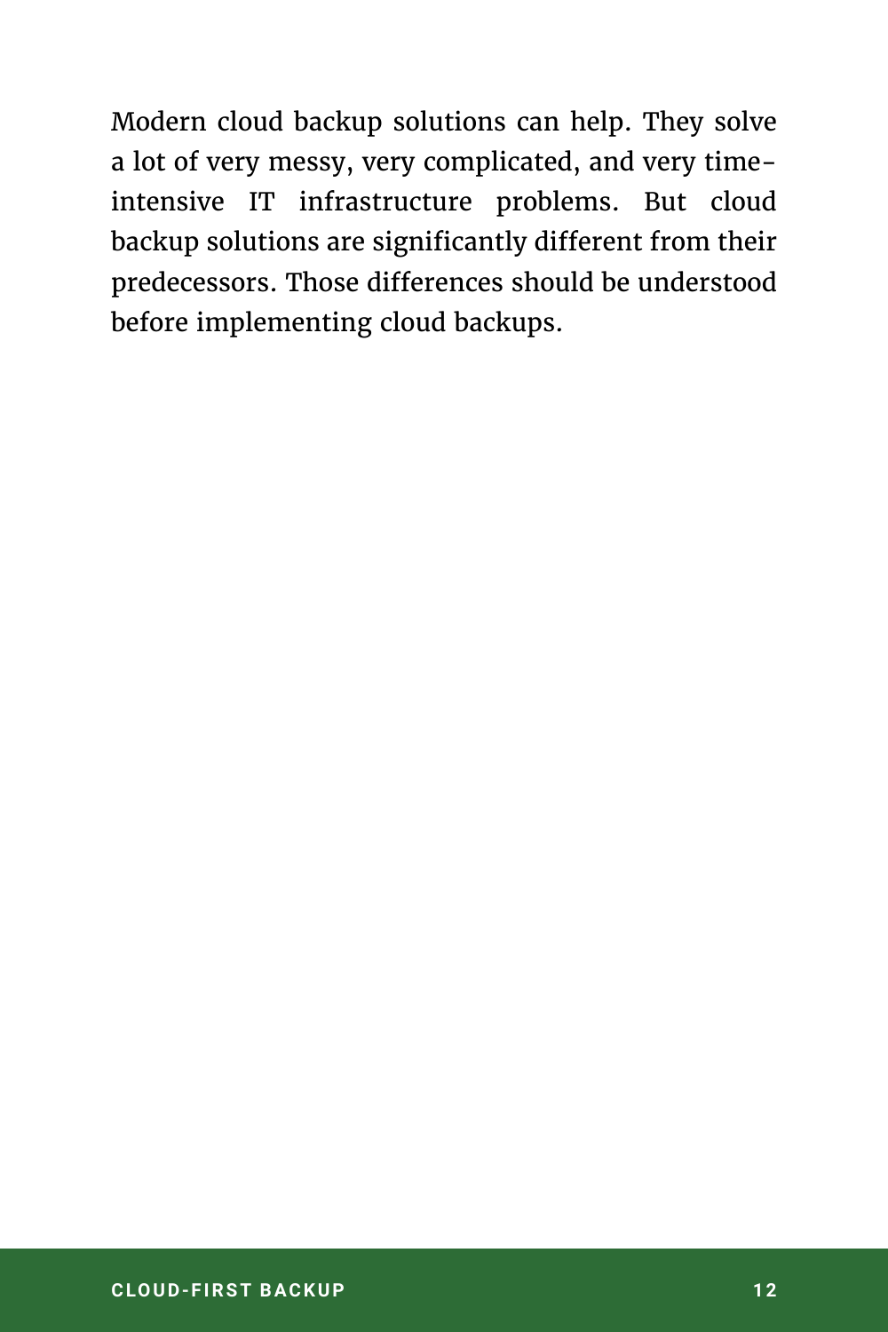Modern cloud backup solutions can help. They solve a lot of very messy, very complicated, and very time-intensive IT infrastructure problems. But cloud backup solutions are significantly different from their predecessors. Those differences should be understood before implementing cloud backups.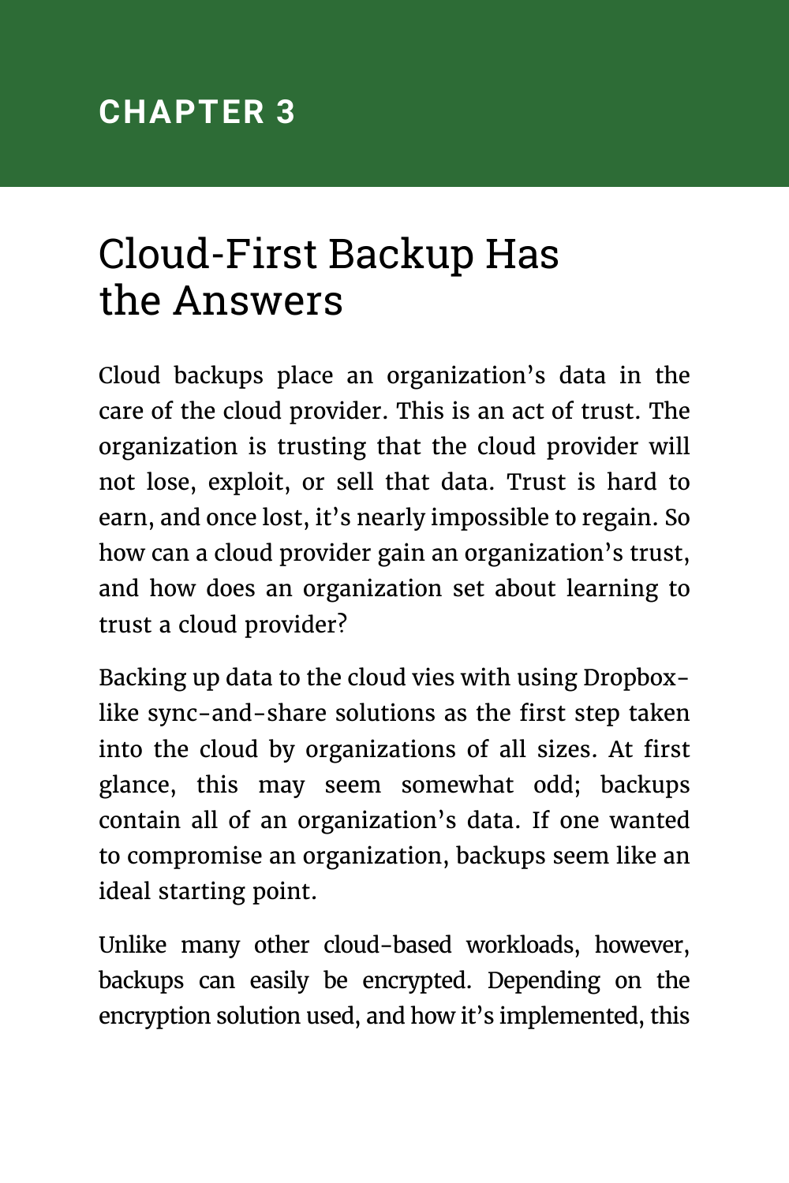## CHAPTER 3

# Cloud-First Backup Has the Answers

Cloud backups place an organization's data in the care of the cloud provider. This is an act of trust. The organization is trusting that the cloud provider will not lose, exploit, or sell that data. Trust is hard to earn, and once lost, it's nearly impossible to regain. So how can a cloud provider gain an organization's trust, and how does an organization set about learning to trust a cloud provider?

Backing up data to the cloud vies with using Dropbox-like sync-and-share solutions as the first step taken into the cloud by organizations of all sizes. At first glance, this may seem somewhat odd; backups contain all of an organization's data. If one wanted to compromise an organization, backups seem like an ideal starting point.

Unlike many other cloud-based workloads, however, backups can easily be encrypted. Depending on the encryption solution used, and how it's implemented, this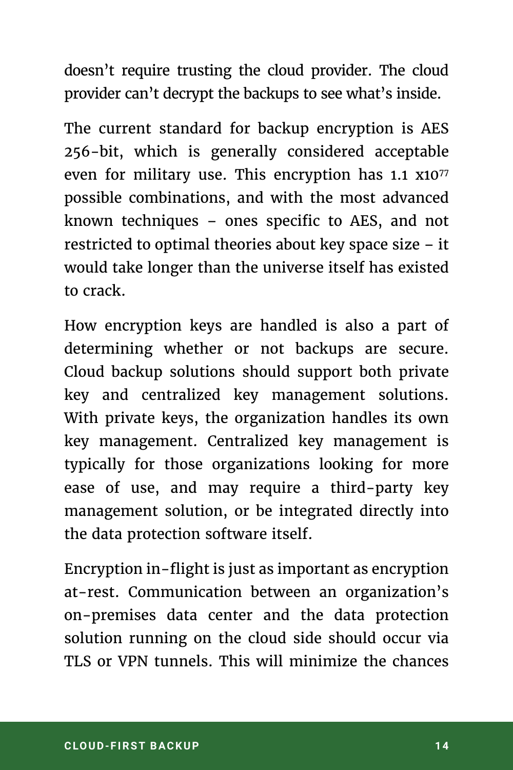doesn't require trusting the cloud provider. The cloud provider can't decrypt the backups to see what's inside.

The current standard for backup encryption is AES 256-bit, which is generally considered acceptable even for military use. This encryption has $1.1 \times 10^{77}$ possible combinations, and with the most advanced known techniques – ones specific to AES, and not restricted to optimal theories about key space size – it would take longer than the universe itself has existed to crack.

How encryption keys are handled is also a part of determining whether or not backups are secure. Cloud backup solutions should support both private key and centralized key management solutions. With private keys, the organization handles its own key management. Centralized key management is typically for those organizations looking for more ease of use, and may require a third-party key management solution, or be integrated directly into the data protection software itself.

Encryption in-flight is just as important as encryption at-rest. Communication between an organization's on-premises data center and the data protection solution running on the cloud side should occur via TLS or VPN tunnels. This will minimize the chances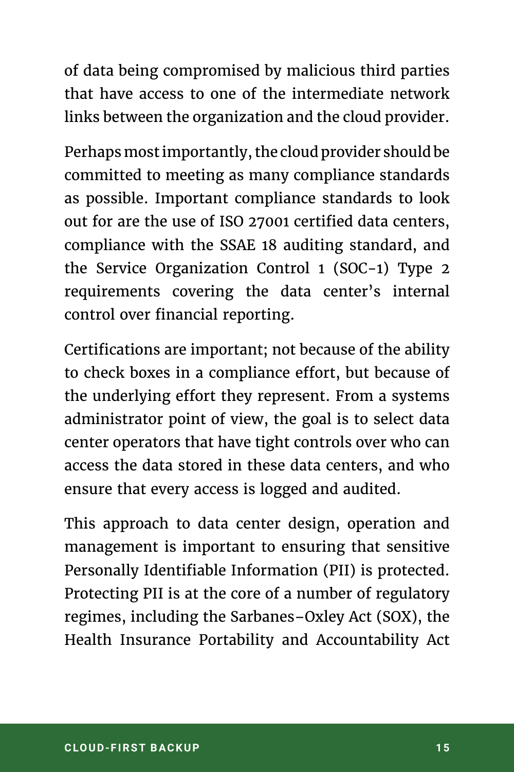of data being compromised by malicious third parties that have access to one of the intermediate network links between the organization and the cloud provider.

Perhaps most importantly, the cloud provider should be committed to meeting as many compliance standards as possible. Important compliance standards to look out for are the use of ISO 27001 certified data centers, compliance with the SSAE 18 auditing standard, and the Service Organization Control 1 (SOC-1) Type 2 requirements covering the data center's internal control over financial reporting.

Certifications are important; not because of the ability to check boxes in a compliance effort, but because of the underlying effort they represent. From a systems administrator point of view, the goal is to select data center operators that have tight controls over who can access the data stored in these data centers, and who ensure that every access is logged and audited.

This approach to data center design, operation and management is important to ensuring that sensitive Personally Identifiable Information (PII) is protected. Protecting PII is at the core of a number of regulatory regimes, including the Sarbanes–Oxley Act (SOX), the Health Insurance Portability and Accountability Act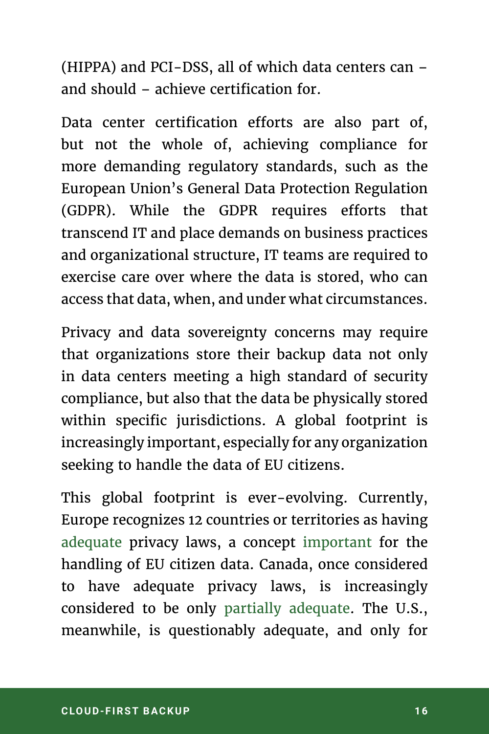(HIPPA) and PCI-DSS, all of which data centers can – and should – achieve certification for.

Data center certification efforts are also part of, but not the whole of, achieving compliance for more demanding regulatory standards, such as the European Union's General Data Protection Regulation (GDPR). While the GDPR requires efforts that transcend IT and place demands on business practices and organizational structure, IT teams are required to exercise care over where the data is stored, who can access that data, when, and under what circumstances.

Privacy and data sovereignty concerns may require that organizations store their backup data not only in data centers meeting a high standard of security compliance, but also that the data be physically stored within specific jurisdictions. A global footprint is increasingly important, especially for any organization seeking to handle the data of EU citizens.

This global footprint is ever-evolving. Currently, Europe recognizes 12 countries or territories as having adequate privacy laws, a concept important for the handling of EU citizen data. Canada, once considered to have adequate privacy laws, is increasingly considered to be only partially adequate. The U.S., meanwhile, is questionably adequate, and only for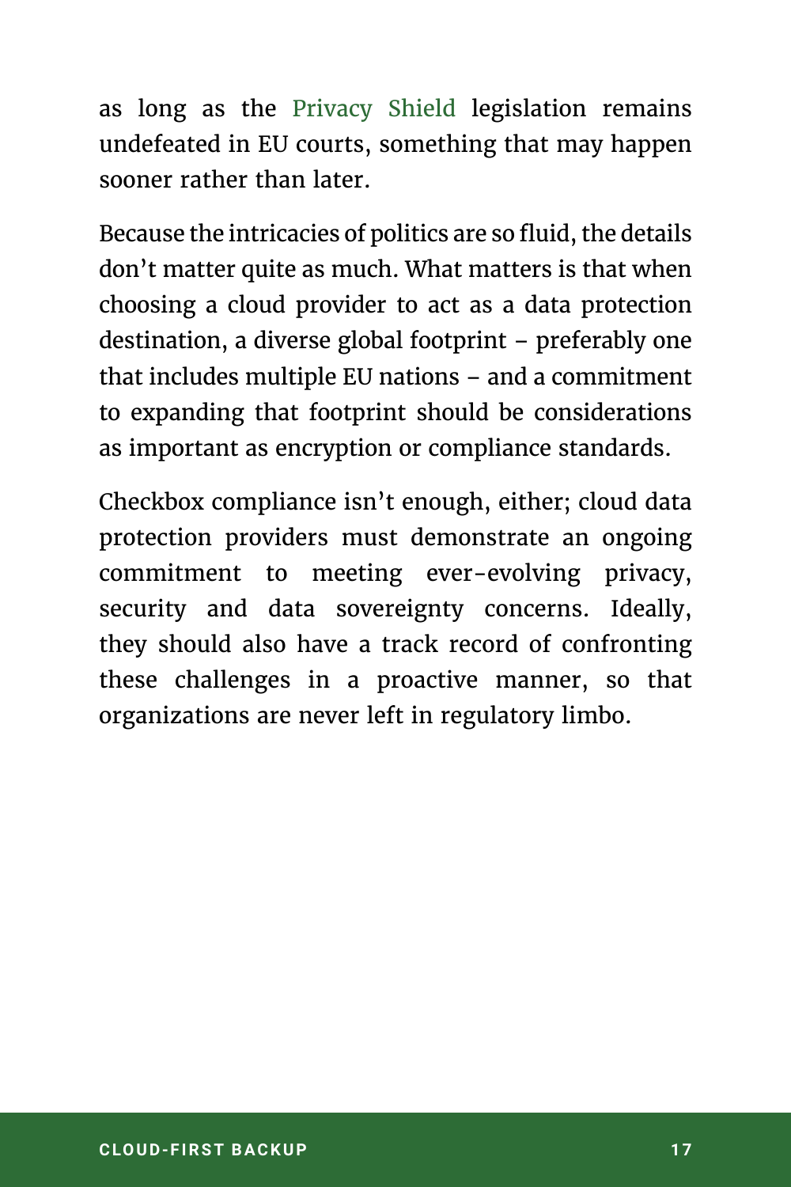as long as the Privacy Shield legislation remains undefeated in EU courts, something that may happen sooner rather than later.

Because the intricacies of politics are so fluid, the details don't matter quite as much. What matters is that when choosing a cloud provider to act as a data protection destination, a diverse global footprint – preferably one that includes multiple EU nations – and a commitment to expanding that footprint should be considerations as important as encryption or compliance standards.

Checkbox compliance isn't enough, either; cloud data protection providers must demonstrate an ongoing commitment to meeting ever-evolving privacy, security and data sovereignty concerns. Ideally, they should also have a track record of confronting these challenges in a proactive manner, so that organizations are never left in regulatory limbo.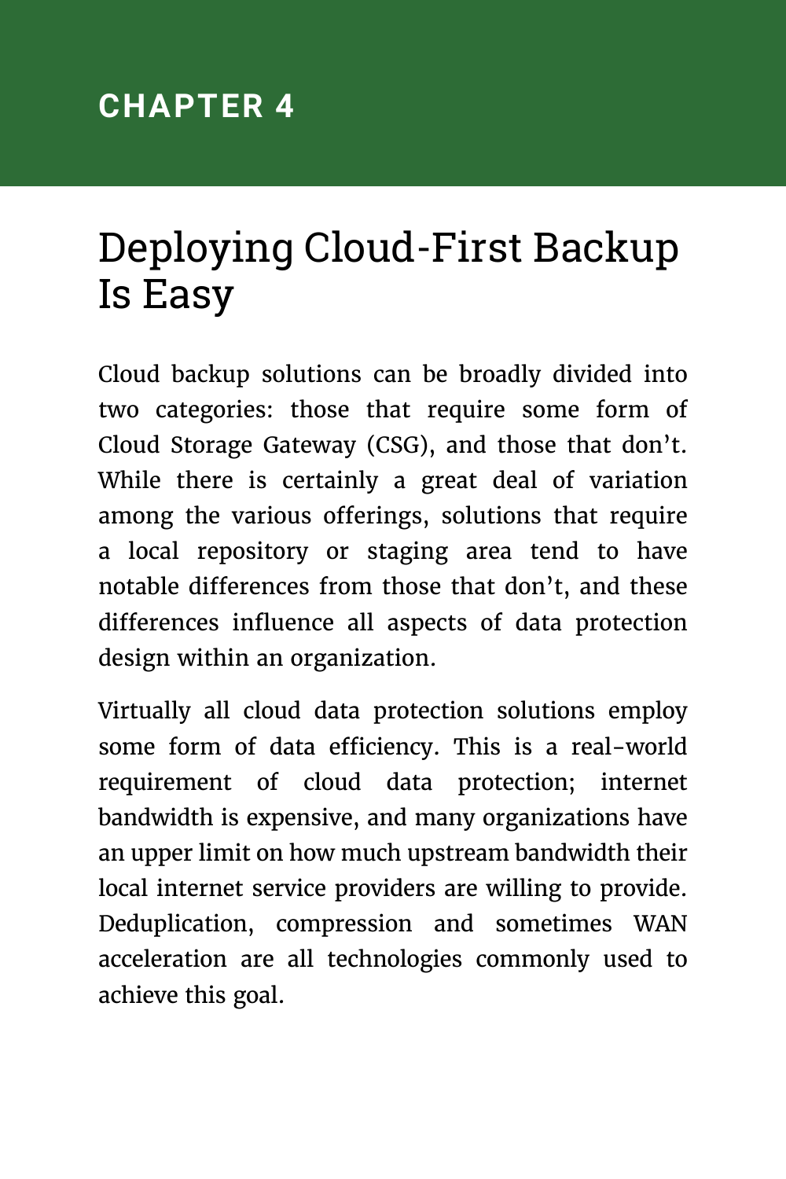## CHAPTER 4

# Deploying Cloud-First Backup Is Easy

Cloud backup solutions can be broadly divided into two categories: those that require some form of Cloud Storage Gateway (CSG), and those that don't. While there is certainly a great deal of variation among the various offerings, solutions that require a local repository or staging area tend to have notable differences from those that don't, and these differences influence all aspects of data protection design within an organization.

Virtually all cloud data protection solutions employ some form of data efficiency. This is a real-world requirement of cloud data protection; internet bandwidth is expensive, and many organizations have an upper limit on how much upstream bandwidth their local internet service providers are willing to provide. Deduplication, compression and sometimes WAN acceleration are all technologies commonly used to achieve this goal.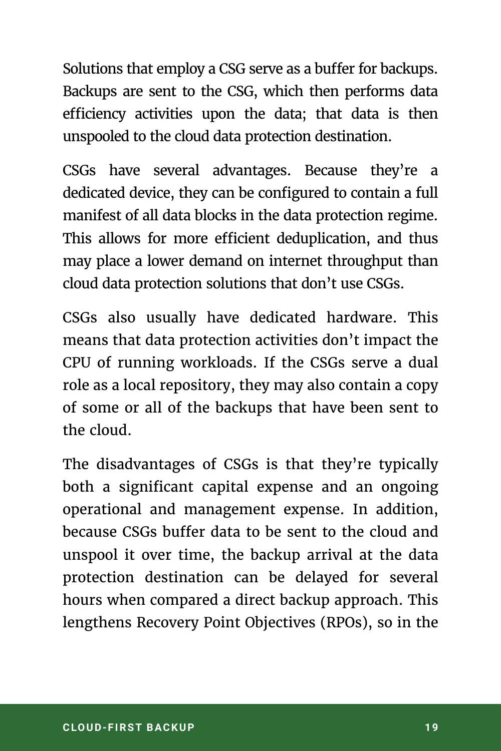Solutions that employ a CSG serve as a buffer for backups. Backups are sent to the CSG, which then performs data efficiency activities upon the data; that data is then unspooled to the cloud data protection destination.

CSGs have several advantages. Because they're a dedicated device, they can be configured to contain a full manifest of all data blocks in the data protection regime. This allows for more efficient deduplication, and thus may place a lower demand on internet throughput than cloud data protection solutions that don't use CSGs.

CSGs also usually have dedicated hardware. This means that data protection activities don't impact the CPU of running workloads. If the CSGs serve a dual role as a local repository, they may also contain a copy of some or all of the backups that have been sent to the cloud.

The disadvantages of CSGs is that they're typically both a significant capital expense and an ongoing operational and management expense. In addition, because CSGs buffer data to be sent to the cloud and unspool it over time, the backup arrival at the data protection destination can be delayed for several hours when compared a direct backup approach. This lengthens Recovery Point Objectives (RPOs), so in the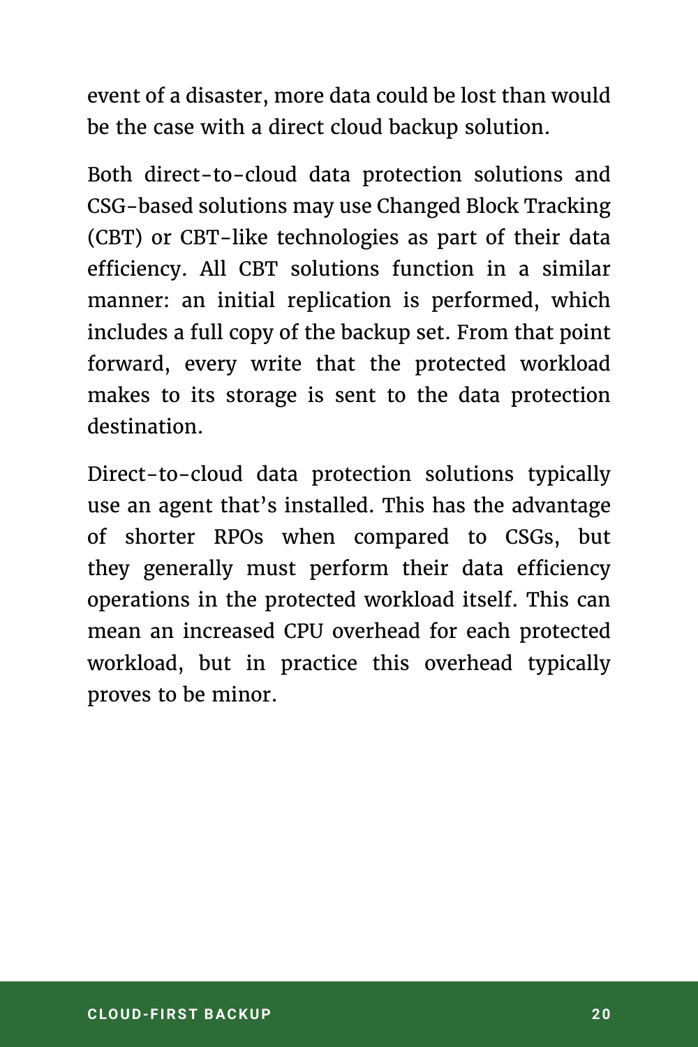event of a disaster, more data could be lost than would be the case with a direct cloud backup solution.

Both direct-to-cloud data protection solutions and CSG-based solutions may use Changed Block Tracking (CBT) or CBT-like technologies as part of their data efficiency. All CBT solutions function in a similar manner: an initial replication is performed, which includes a full copy of the backup set. From that point forward, every write that the protected workload makes to its storage is sent to the data protection destination.

Direct-to-cloud data protection solutions typically use an agent that's installed. This has the advantage of shorter RPOs when compared to CSGs, but they generally must perform their data efficiency operations in the protected workload itself. This can mean an increased CPU overhead for each protected workload, but in practice this overhead typically proves to be minor.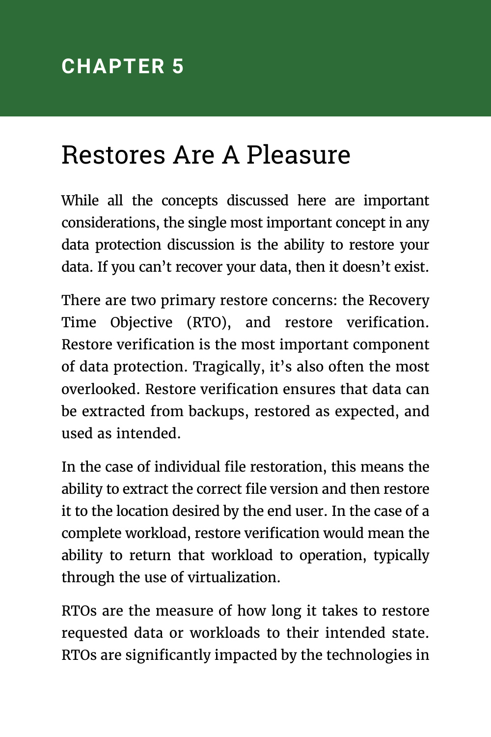## CHAPTER 5

# Restores Are A Pleasure

While all the concepts discussed here are important considerations, the single most important concept in any data protection discussion is the ability to restore your data. If you can't recover your data, then it doesn't exist.

There are two primary restore concerns: the Recovery Time Objective (RTO), and restore verification. Restore verification is the most important component of data protection. Tragically, it's also often the most overlooked. Restore verification ensures that data can be extracted from backups, restored as expected, and used as intended.

In the case of individual file restoration, this means the ability to extract the correct file version and then restore it to the location desired by the end user. In the case of a complete workload, restore verification would mean the ability to return that workload to operation, typically through the use of virtualization.

RTOs are the measure of how long it takes to restore requested data or workloads to their intended state. RTOs are significantly impacted by the technologies in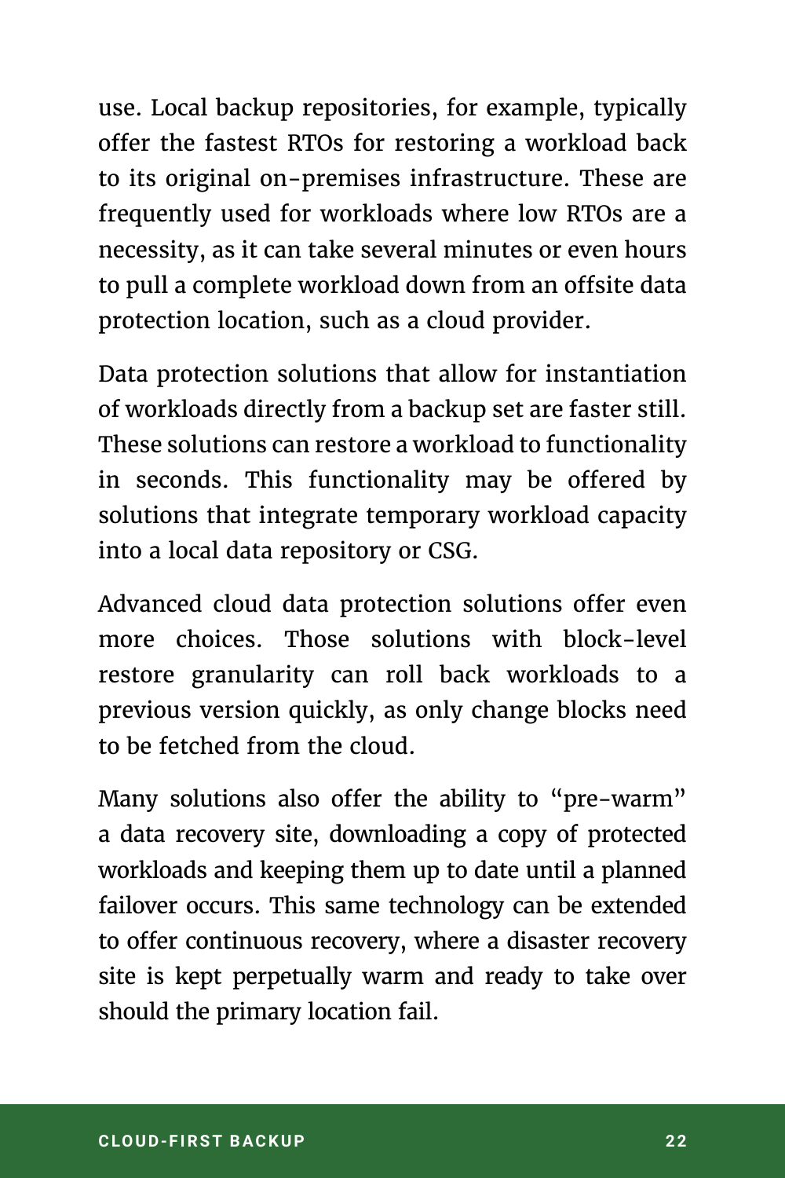use. Local backup repositories, for example, typically offer the fastest RTOs for restoring a workload back to its original on-premises infrastructure. These are frequently used for workloads where low RTOs are a necessity, as it can take several minutes or even hours to pull a complete workload down from an offsite data protection location, such as a cloud provider.

Data protection solutions that allow for instantiation of workloads directly from a backup set are faster still. These solutions can restore a workload to functionality in seconds. This functionality may be offered by solutions that integrate temporary workload capacity into a local data repository or CSG.

Advanced cloud data protection solutions offer even more choices. Those solutions with block-level restore granularity can roll back workloads to a previous version quickly, as only change blocks need to be fetched from the cloud.

Many solutions also offer the ability to "pre-warm" a data recovery site, downloading a copy of protected workloads and keeping them up to date until a planned failover occurs. This same technology can be extended to offer continuous recovery, where a disaster recovery site is kept perpetually warm and ready to take over should the primary location fail.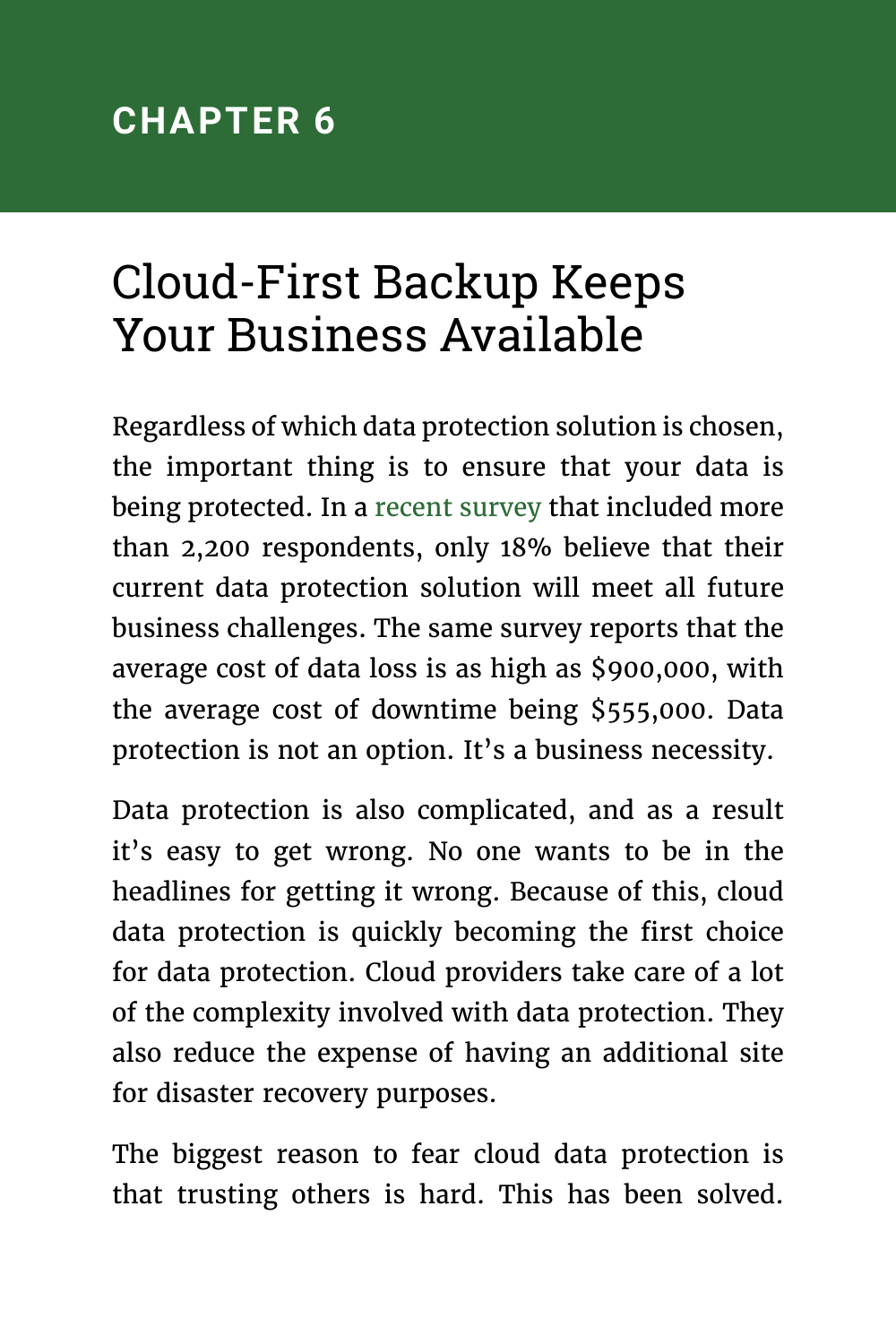## CHAPTER 6

# Cloud-First Backup Keeps Your Business Available

Regardless of which data protection solution is chosen, the important thing is to ensure that your data is being protected. In a recent survey that included more than 2,200 respondents, only 18% believe that their current data protection solution will meet all future business challenges. The same survey reports that the average cost of data loss is as high as $900,000, with the average cost of downtime being $555,000. Data protection is not an option. It's a business necessity.

Data protection is also complicated, and as a result it's easy to get wrong. No one wants to be in the headlines for getting it wrong. Because of this, cloud data protection is quickly becoming the first choice for data protection. Cloud providers take care of a lot of the complexity involved with data protection. They also reduce the expense of having an additional site for disaster recovery purposes.

The biggest reason to fear cloud data protection is that trusting others is hard. This has been solved.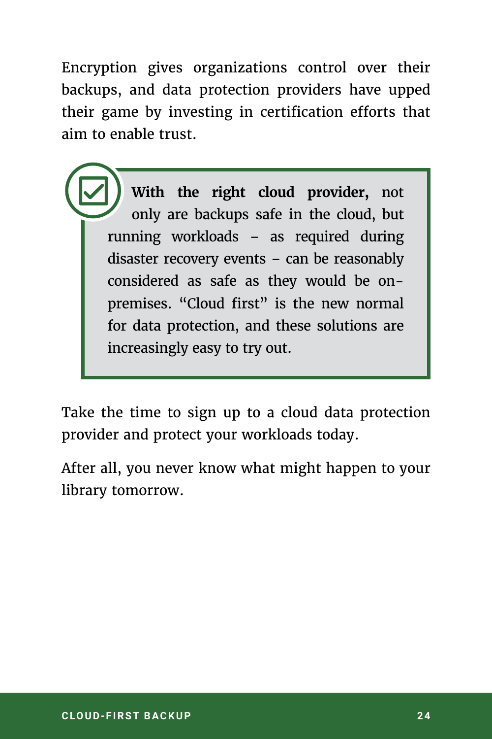Encryption gives organizations control over their backups, and data protection providers have upped their game by investing in certification efforts that aim to enable trust.

> **With the right cloud provider,** not only are backups safe in the cloud, but running workloads – as required during disaster recovery events – can be reasonably considered as safe as they would be on-premises. "Cloud first" is the new normal for data protection, and these solutions are increasingly easy to try out.

Take the time to sign up to a cloud data protection provider and protect your workloads today.

After all, you never know what might happen to your library tomorrow.